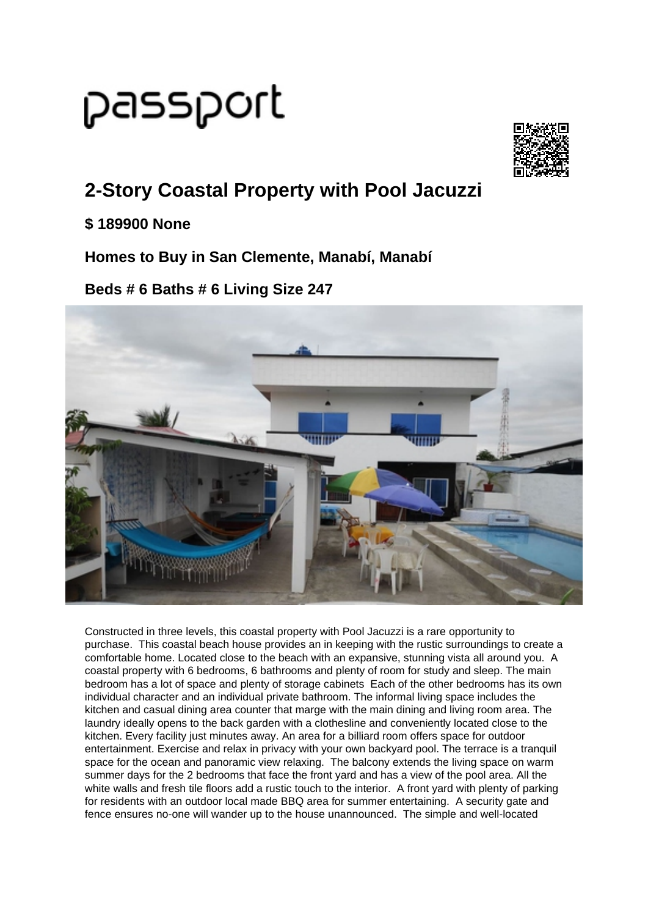# passport

## 2-Story Coastal Property with Pool Jacuzzi

### $ 189900 None

### Homes to Buy in San Clemente, Manabí, Manabí

### Beds # 6 Baths # 6 Living Size 247

Constructed in three levels, this coastal property with Pool Jacuzzi is a rare opportunity to purchase. This coastal beach house provides an in keeping with the rustic surroundings to create a comfortable home. Located close to the beach with an expansive, stunning vista all around you. A coastal property with 6 bedrooms, 6 bathrooms and plenty of room for study and sleep. The main bedroom has a lot of space and plenty of storage cabinets Each of the other bedrooms has its own individual character and an individual private bathroom. The informal living space includes the kitchen and casual dining area counter that marge with the main dining and living room area. The laundry ideally opens to the back garden with a clothesline and conveniently located close to the kitchen. Every facility just minutes away. An area for a billiard room offers space for outdoor entertainment. Exercise and relax in privacy with your own backyard pool. The terrace is a tranquil space for the ocean and panoramic view relaxing. The balcony extends the living space on warm summer days for the 2 bedrooms that face the front yard and has a view of the pool area. All the white walls and fresh tile floors add a rustic touch to the interior. A front yard with plenty of parking for residents with an outdoor local made BBQ area for summer entertaining. A security gate and fence ensures no-one will wander up to the house unannounced. The simple and well-located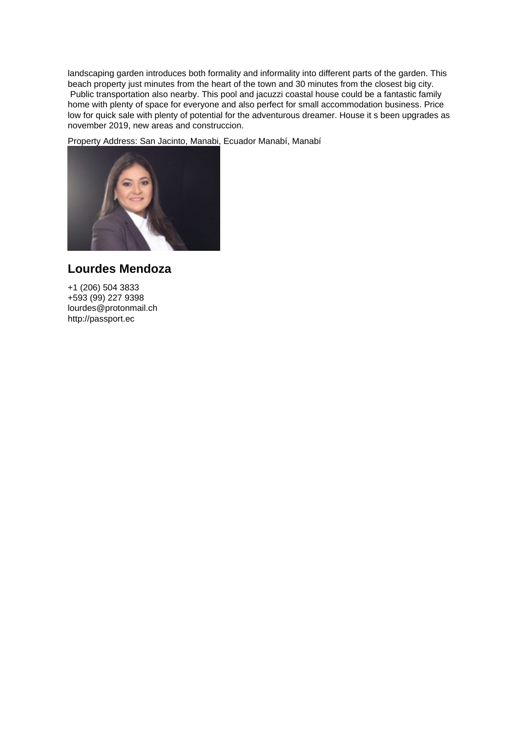landscaping garden introduces both formality and informality into different parts of the garden. This beach property just minutes from the heart of the town and 30 minutes from the closest big city.
 Public transportation also nearby. This pool and jacuzzi coastal house could be a fantastic family home with plenty of space for everyone and also perfect for small accommodation business. Price low for quick sale with plenty of potential for the adventurous dreamer. House it s been upgrades as november 2019, new areas and construccion.

Property Address: San Jacinto, Manabi, Ecuador Manabí, Manabí

## Lourdes Mendoza

+1 (206) 504 3833
+593 (99) 227 9398
lourdes@protonmail.ch
http://passport.ec